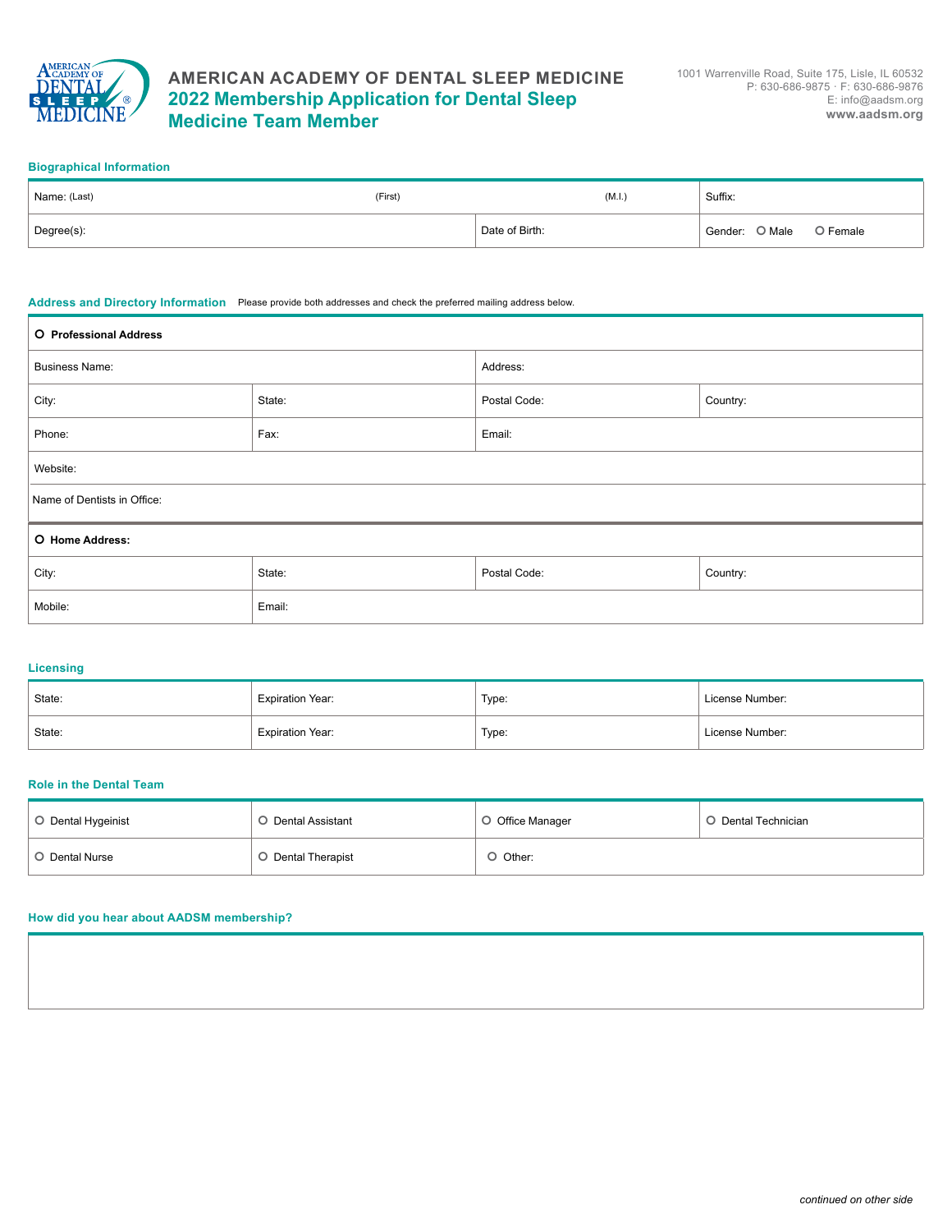# AMERICAN ACADEMY OF DENTAL SLEEP MEDICINE

## 2022 Membership Application for Dental Sleep Medicine Team Member

1001 Warrenville Road, Suite 175, Lisle, IL 60532
P: 630-686-9875 · F: 630-686-9876
E: info@aadsm.org
**www.aadsm.org**

### Biographical Information

| | | | |
|---|---|---|---|
| Name: (Last) | (First) | (M.I.) | Suffix: |
| Degree(s): | | Date of Birth: | Gender: O Male O Female |

### Address and Directory Information

Please provide both addresses and check the preferred mailing address below.

| | | | |
|---|---|---|---|
| O **Professional Address** | | | |
| Business Name: | | Address: | |
| City: | State: | Postal Code: | Country: |
| Phone: | Fax: | Email: | |
| Website: | | | |
| Name of Dentists in Office: | | | |
| O **Home Address:** | | | |
| City: | State: | Postal Code: | Country: |
| Mobile: | Email: | | |

### Licensing

| | | | |
|---|---|---|---|
| State: | Expiration Year: | Type: | License Number: |
| State: | Expiration Year: | Type: | License Number: |

### Role in the Dental Team

| | | | |
|---|---|---|---|
| O Dental Hygeinist | O Dental Assistant | O Office Manager | O Dental Technician |
| O Dental Nurse | O Dental Therapist | O Other: | |

### How did you hear about AADSM membership?

*continued on other side*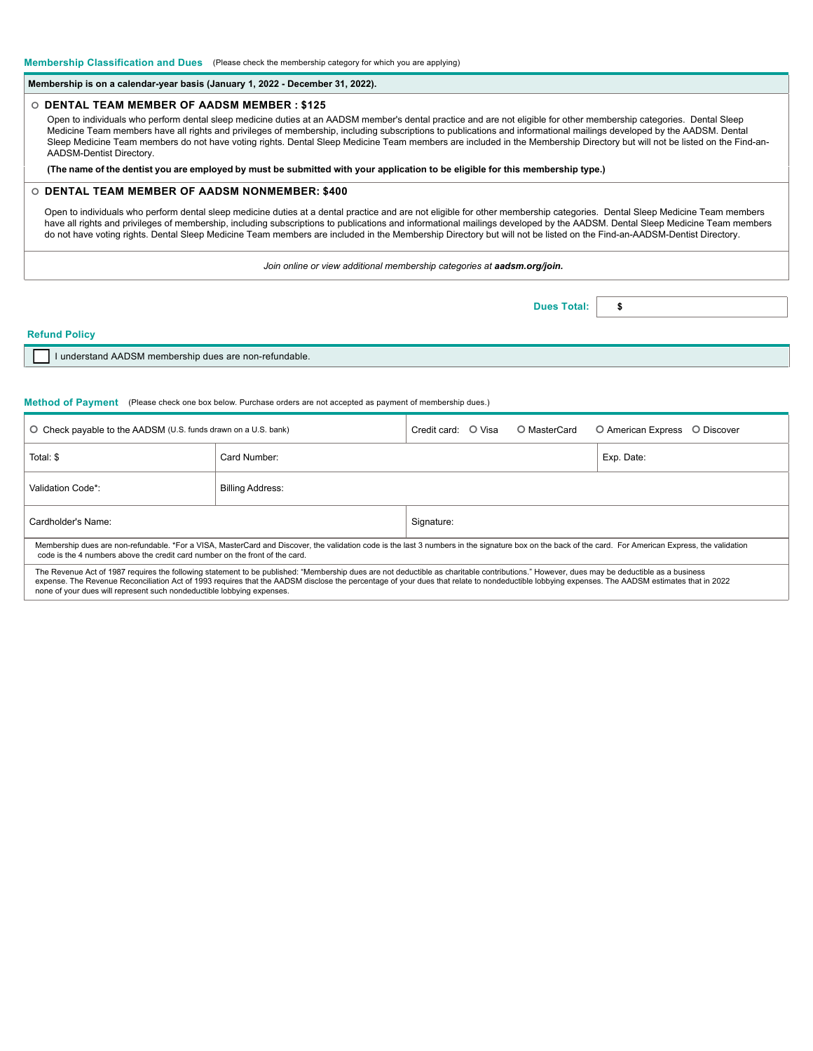## Membership Classification and Dues

(Please check the membership category for which you are applying)

**Membership is on a calendar-year basis (January 1, 2022 - December 31, 2022).**

○ **DENTAL TEAM MEMBER OF AADSM MEMBER : $125**

Open to individuals who perform dental sleep medicine duties at an AADSM member's dental practice and are not eligible for other membership categories. Dental Sleep Medicine Team members have all rights and privileges of membership, including subscriptions to publications and informational mailings developed by the AADSM. Dental Sleep Medicine Team members do not have voting rights. Dental Sleep Medicine Team members are included in the Membership Directory but will not be listed on the Find-an-AADSM-Dentist Directory.

**(The name of the dentist you are employed by must be submitted with your application to be eligible for this membership type.)**

○ **DENTAL TEAM MEMBER OF AADSM NONMEMBER: $400**

Open to individuals who perform dental sleep medicine duties at a dental practice and are not eligible for other membership categories. Dental Sleep Medicine Team members have all rights and privileges of membership, including subscriptions to publications and informational mailings developed by the AADSM. Dental Sleep Medicine Team members do not have voting rights. Dental Sleep Medicine Team members are included in the Membership Directory but will not be listed on the Find-an-AADSM-Dentist Directory.

*Join online or view additional membership categories at **aadsm.org/join.***

**Dues Total:** $

## Refund Policy

☐ I understand AADSM membership dues are non-refundable.

## Method of Payment

(Please check one box below. Purchase orders are not accepted as payment of membership dues.)

| | | | |
|---|---|---|---|
| ○ Check payable to the AADSM (U.S. funds drawn on a U.S. bank) | | Credit card: ○ Visa ○ MasterCard ○ American Express ○ Discover | |
| Total: $ | Card Number: | | Exp. Date: |
| Validation Code*: | Billing Address: | | |
| Cardholder's Name: | | Signature: | |

Membership dues are non-refundable. *For a VISA, MasterCard and Discover, the validation code is the last 3 numbers in the signature box on the back of the card. For American Express, the validation code is the 4 numbers above the credit card number on the front of the card.

The Revenue Act of 1987 requires the following statement to be published: "Membership dues are not deductible as charitable contributions." However, dues may be deductible as a business expense. The Revenue Reconciliation Act of 1993 requires that the AADSM disclose the percentage of your dues that relate to nondeductible lobbying expenses. The AADSM estimates that in 2022 none of your dues will represent such nondeductible lobbying expenses.